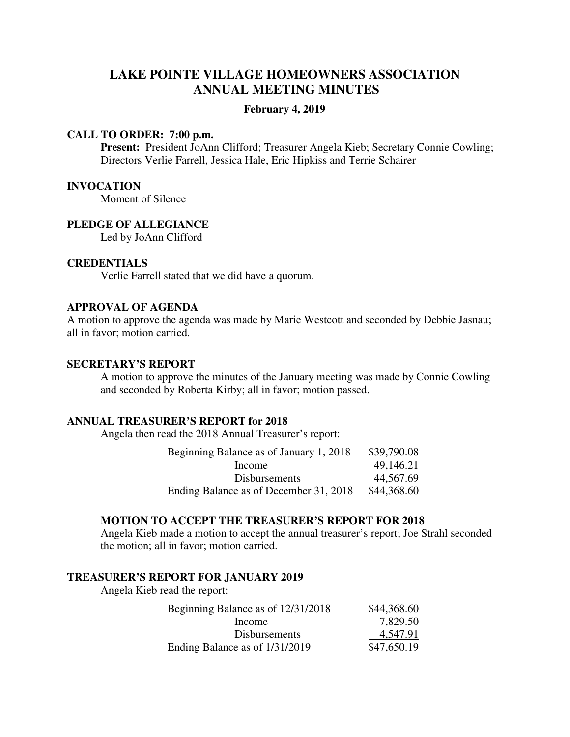# LAKE POINTE VILLAGE HOMEOWNERS ASSOCIATION
# ANNUAL MEETING MINUTES

**February 4, 2019**

**CALL TO ORDER: 7:00 p.m.**

**Present:** President JoAnn Clifford; Treasurer Angela Kieb; Secretary Connie Cowling; Directors Verlie Farrell, Jessica Hale, Eric Hipkiss and Terrie Schairer

**INVOCATION**

Moment of Silence

**PLEDGE OF ALLEGIANCE**

Led by JoAnn Clifford

**CREDENTIALS**

Verlie Farrell stated that we did have a quorum.

**APPROVAL OF AGENDA**

A motion to approve the agenda was made by Marie Westcott and seconded by Debbie Jasnau; all in favor; motion carried.

**SECRETARY'S REPORT**

A motion to approve the minutes of the January meeting was made by Connie Cowling and seconded by Roberta Kirby; all in favor; motion passed.

**ANNUAL TREASURER'S REPORT for 2018**

Angela then read the 2018 Annual Treasurer's report:

| | |
|---|---|
| Beginning Balance as of January 1, 2018 | $39,790.08 |
| Income | 49,146.21 |
| Disbursements | 44,567.69 |
| Ending Balance as of December 31, 2018 | $44,368.60 |

**MOTION TO ACCEPT THE TREASURER'S REPORT FOR 2018**

Angela Kieb made a motion to accept the annual treasurer's report; Joe Strahl seconded the motion; all in favor; motion carried.

**TREASURER'S REPORT FOR JANUARY 2019**

Angela Kieb read the report:

| | |
|---|---|
| Beginning Balance as of 12/31/2018 | $44,368.60 |
| Income | 7,829.50 |
| Disbursements | 4,547.91 |
| Ending Balance as of 1/31/2019 | $47,650.19 |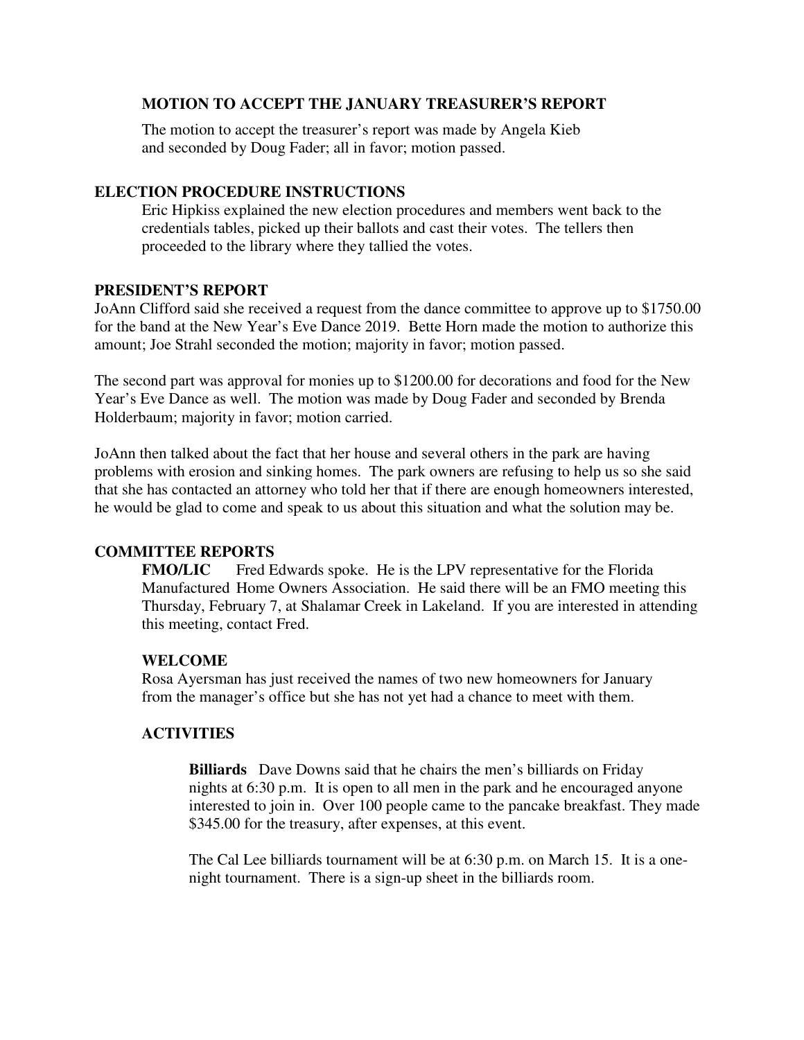### MOTION TO ACCEPT THE JANUARY TREASURER'S REPORT

The motion to accept the treasurer's report was made by Angela Kieb and seconded by Doug Fader; all in favor; motion passed.

## ELECTION PROCEDURE INSTRUCTIONS

Eric Hipkiss explained the new election procedures and members went back to the credentials tables, picked up their ballots and cast their votes. The tellers then proceeded to the library where they tallied the votes.

## PRESIDENT'S REPORT

JoAnn Clifford said she received a request from the dance committee to approve up to $1750.00 for the band at the New Year's Eve Dance 2019. Bette Horn made the motion to authorize this amount; Joe Strahl seconded the motion; majority in favor; motion passed.

The second part was approval for monies up to $1200.00 for decorations and food for the New Year's Eve Dance as well. The motion was made by Doug Fader and seconded by Brenda Holderbaum; majority in favor; motion carried.

JoAnn then talked about the fact that her house and several others in the park are having problems with erosion and sinking homes. The park owners are refusing to help us so she said that she has contacted an attorney who told her that if there are enough homeowners interested, he would be glad to come and speak to us about this situation and what the solution may be.

## COMMITTEE REPORTS

**FMO/LIC** Fred Edwards spoke. He is the LPV representative for the Florida Manufactured Home Owners Association. He said there will be an FMO meeting this Thursday, February 7, at Shalamar Creek in Lakeland. If you are interested in attending this meeting, contact Fred.

### WELCOME

Rosa Ayersman has just received the names of two new homeowners for January from the manager's office but she has not yet had a chance to meet with them.

### ACTIVITIES

**Billiards** Dave Downs said that he chairs the men's billiards on Friday nights at 6:30 p.m. It is open to all men in the park and he encouraged anyone interested to join in. Over 100 people came to the pancake breakfast. They made $345.00 for the treasury, after expenses, at this event.

The Cal Lee billiards tournament will be at 6:30 p.m. on March 15. It is a one-night tournament. There is a sign-up sheet in the billiards room.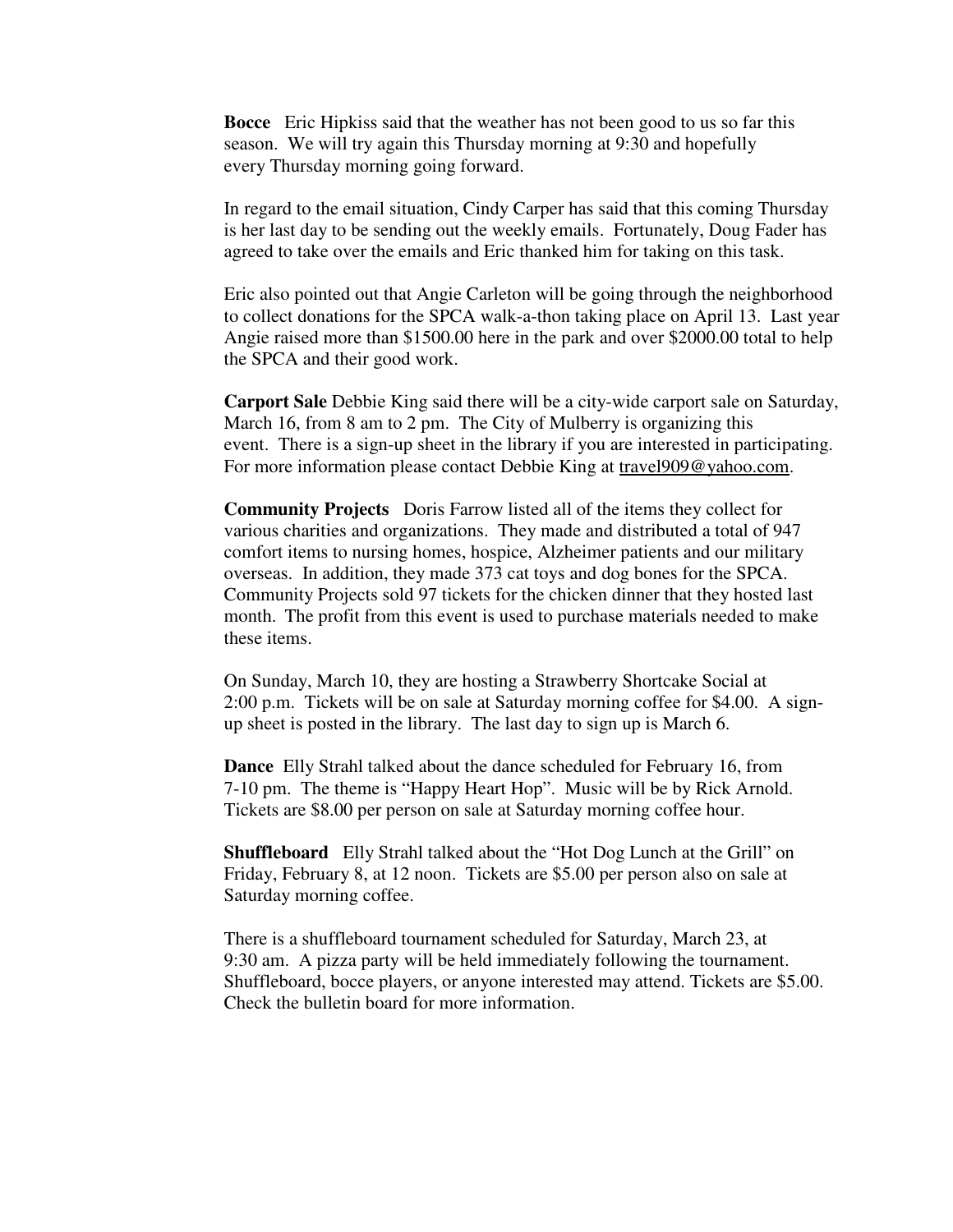**Bocce** Eric Hipkiss said that the weather has not been good to us so far this season. We will try again this Thursday morning at 9:30 and hopefully every Thursday morning going forward.

In regard to the email situation, Cindy Carper has said that this coming Thursday is her last day to be sending out the weekly emails. Fortunately, Doug Fader has agreed to take over the emails and Eric thanked him for taking on this task.

Eric also pointed out that Angie Carleton will be going through the neighborhood to collect donations for the SPCA walk-a-thon taking place on April 13. Last year Angie raised more than $1500.00 here in the park and over $2000.00 total to help the SPCA and their good work.

**Carport Sale** Debbie King said there will be a city-wide carport sale on Saturday, March 16, from 8 am to 2 pm. The City of Mulberry is organizing this event. There is a sign-up sheet in the library if you are interested in participating. For more information please contact Debbie King at travel909@yahoo.com.

**Community Projects** Doris Farrow listed all of the items they collect for various charities and organizations. They made and distributed a total of 947 comfort items to nursing homes, hospice, Alzheimer patients and our military overseas. In addition, they made 373 cat toys and dog bones for the SPCA. Community Projects sold 97 tickets for the chicken dinner that they hosted last month. The profit from this event is used to purchase materials needed to make these items.

On Sunday, March 10, they are hosting a Strawberry Shortcake Social at 2:00 p.m. Tickets will be on sale at Saturday morning coffee for $4.00. A sign-up sheet is posted in the library. The last day to sign up is March 6.

**Dance** Elly Strahl talked about the dance scheduled for February 16, from 7-10 pm. The theme is "Happy Heart Hop". Music will be by Rick Arnold. Tickets are $8.00 per person on sale at Saturday morning coffee hour.

**Shuffleboard** Elly Strahl talked about the "Hot Dog Lunch at the Grill" on Friday, February 8, at 12 noon. Tickets are $5.00 per person also on sale at Saturday morning coffee.

There is a shuffleboard tournament scheduled for Saturday, March 23, at 9:30 am. A pizza party will be held immediately following the tournament. Shuffleboard, bocce players, or anyone interested may attend. Tickets are $5.00. Check the bulletin board for more information.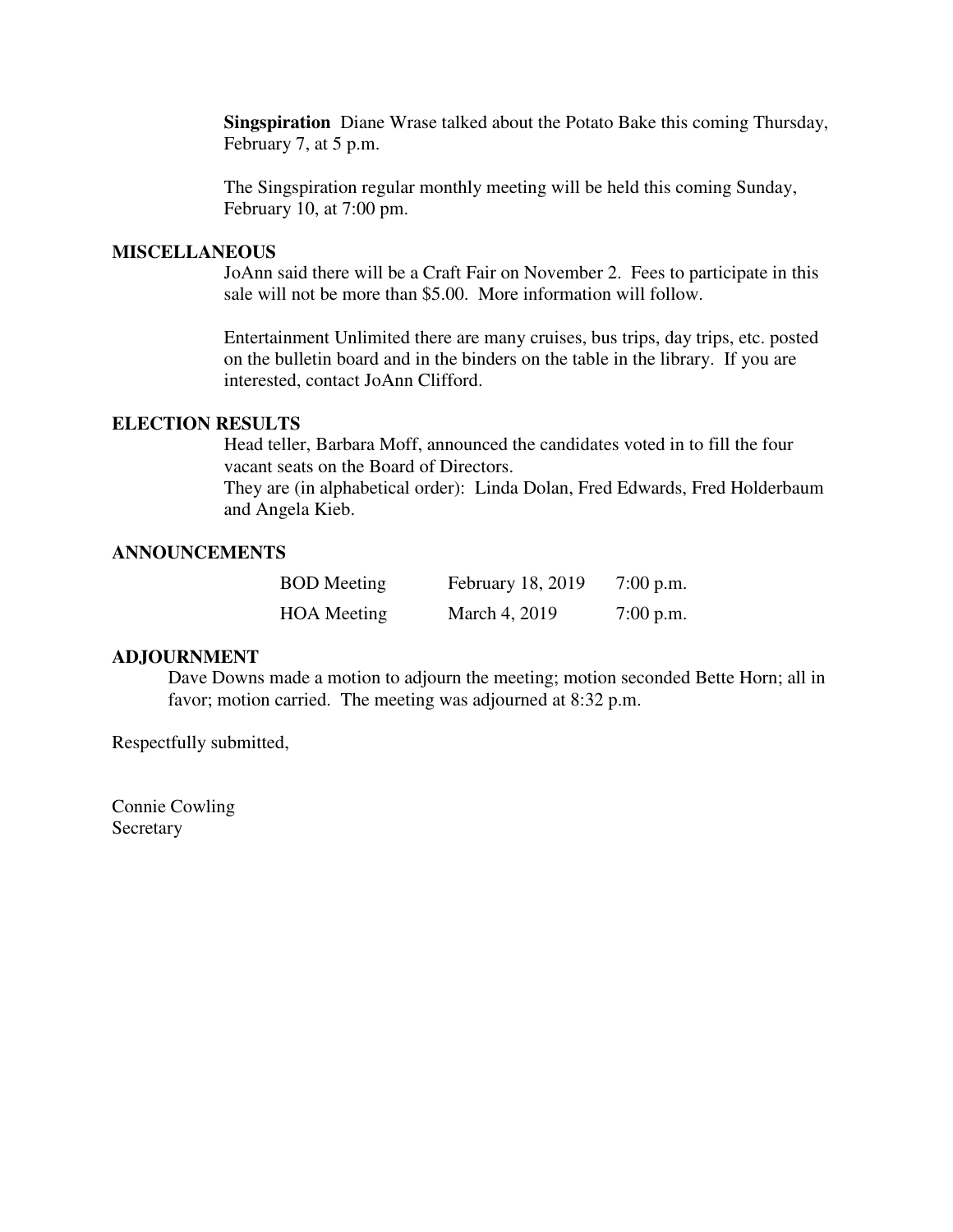**Singspiration** Diane Wrase talked about the Potato Bake this coming Thursday, February 7, at 5 p.m.

The Singspiration regular monthly meeting will be held this coming Sunday, February 10, at 7:00 pm.

**MISCELLANEOUS**

JoAnn said there will be a Craft Fair on November 2. Fees to participate in this sale will not be more than $5.00. More information will follow.

Entertainment Unlimited there are many cruises, bus trips, day trips, etc. posted on the bulletin board and in the binders on the table in the library. If you are interested, contact JoAnn Clifford.

**ELECTION RESULTS**

Head teller, Barbara Moff, announced the candidates voted in to fill the four vacant seats on the Board of Directors.
They are (in alphabetical order): Linda Dolan, Fred Edwards, Fred Holderbaum and Angela Kieb.

**ANNOUNCEMENTS**

| | | |
|---|---|---|
| BOD Meeting | February 18, 2019 | 7:00 p.m. |
| HOA Meeting | March 4, 2019 | 7:00 p.m. |

**ADJOURNMENT**

Dave Downs made a motion to adjourn the meeting; motion seconded Bette Horn; all in favor; motion carried. The meeting was adjourned at 8:32 p.m.

Respectfully submitted,

Connie Cowling
Secretary